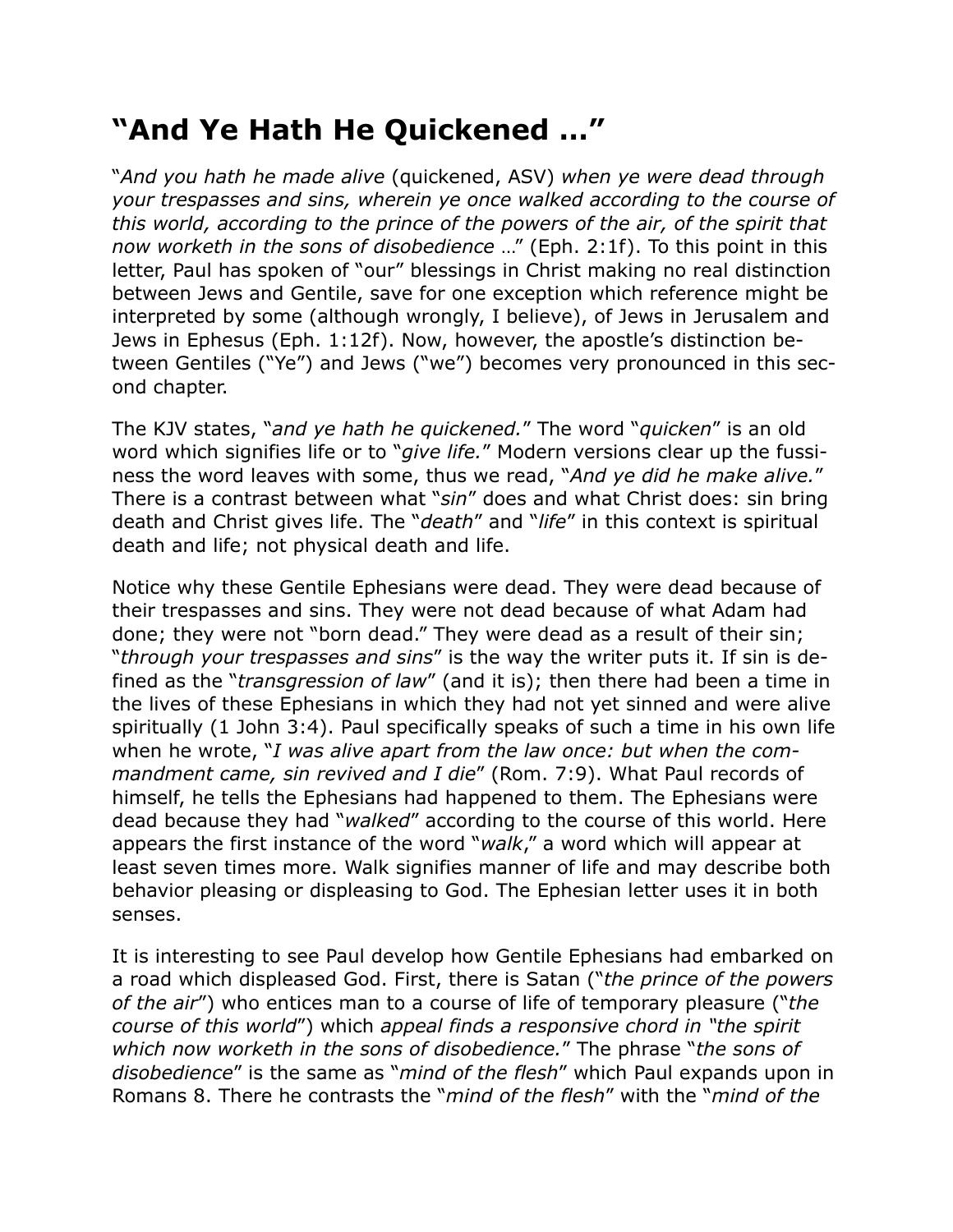# “And Ye Hath He Quickened …”

“*And you hath he made alive* (quickened, ASV) *when ye were dead through your trespasses and sins, wherein ye once walked according to the course of this world, according to the prince of the powers of the air, of the spirit that now worketh in the sons of disobedience* …” (Eph. 2:1f). To this point in this letter, Paul has spoken of “our” blessings in Christ making no real distinction between Jews and Gentile, save for one exception which reference might be interpreted by some (although wrongly, I believe), of Jews in Jerusalem and Jews in Ephesus (Eph. 1:12f). Now, however, the apostle’s distinction between Gentiles (“Ye”) and Jews (“we”) becomes very pronounced in this second chapter.

The KJV states, “*and ye hath he quickened.*” The word “*quicken*” is an old word which signifies life or to “*give life.*” Modern versions clear up the fussiness the word leaves with some, thus we read, “*And ye did he make alive.*” There is a contrast between what “*sin*” does and what Christ does: sin bring death and Christ gives life. The “*death*” and “*life*” in this context is spiritual death and life; not physical death and life.

Notice why these Gentile Ephesians were dead. They were dead because of their trespasses and sins. They were not dead because of what Adam had done; they were not “born dead.” They were dead as a result of their sin; “*through your trespasses and sins*” is the way the writer puts it. If sin is defined as the “*transgression of law*” (and it is); then there had been a time in the lives of these Ephesians in which they had not yet sinned and were alive spiritually (1 John 3:4). Paul specifically speaks of such a time in his own life when he wrote, “*I was alive apart from the law once: but when the commandment came, sin revived and I die*” (Rom. 7:9). What Paul records of himself, he tells the Ephesians had happened to them. The Ephesians were dead because they had “*walked*” according to the course of this world. Here appears the first instance of the word “*walk*,” a word which will appear at least seven times more. Walk signifies manner of life and may describe both behavior pleasing or displeasing to God. The Ephesian letter uses it in both senses.

It is interesting to see Paul develop how Gentile Ephesians had embarked on a road which displeased God. First, there is Satan (“*the prince of the powers of the air*”) who entices man to a course of life of temporary pleasure (“*the course of this world*”) which *appeal finds a responsive chord in “the spirit which now worketh in the sons of disobedience.”* The phrase “*the sons of disobedience*” is the same as “*mind of the flesh*” which Paul expands upon in Romans 8. There he contrasts the “*mind of the flesh*” with the “*mind of the*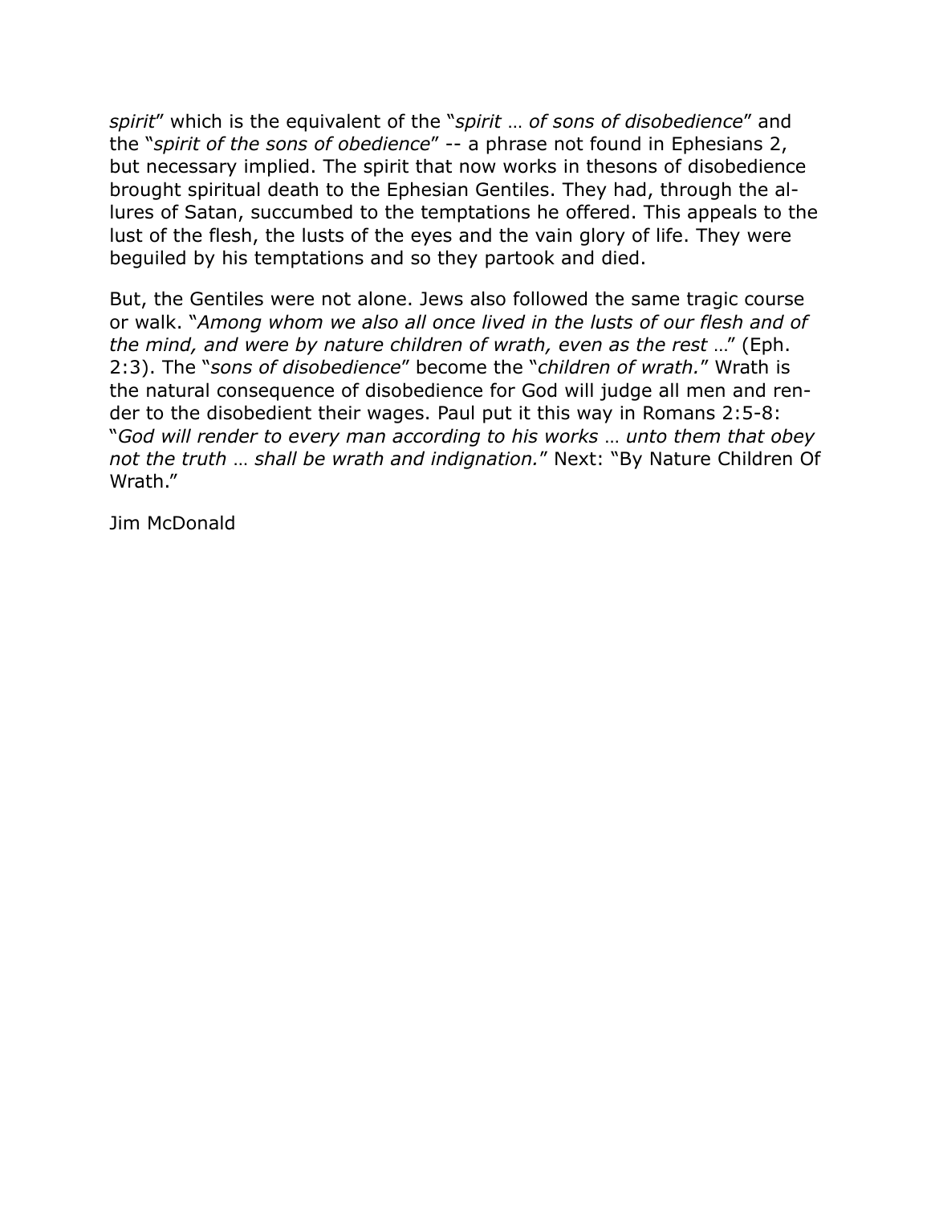*spirit*" which is the equivalent of the "*spirit … of sons of disobedience*" and the "*spirit of the sons of obedience*" -- a phrase not found in Ephesians 2, but necessary implied. The spirit that now works in thesons of disobedience brought spiritual death to the Ephesian Gentiles. They had, through the allures of Satan, succumbed to the temptations he offered. This appeals to the lust of the flesh, the lusts of the eyes and the vain glory of life. They were beguiled by his temptations and so they partook and died.

But, the Gentiles were not alone. Jews also followed the same tragic course or walk. "*Among whom we also all once lived in the lusts of our flesh and of the mind, and were by nature children of wrath, even as the rest* …" (Eph. 2:3). The "*sons of disobedience*" become the "*children of wrath.*" Wrath is the natural consequence of disobedience for God will judge all men and render to the disobedient their wages. Paul put it this way in Romans 2:5-8: "*God will render to every man according to his works … unto them that obey not the truth … shall be wrath and indignation.*" Next: "By Nature Children Of Wrath."

Jim McDonald